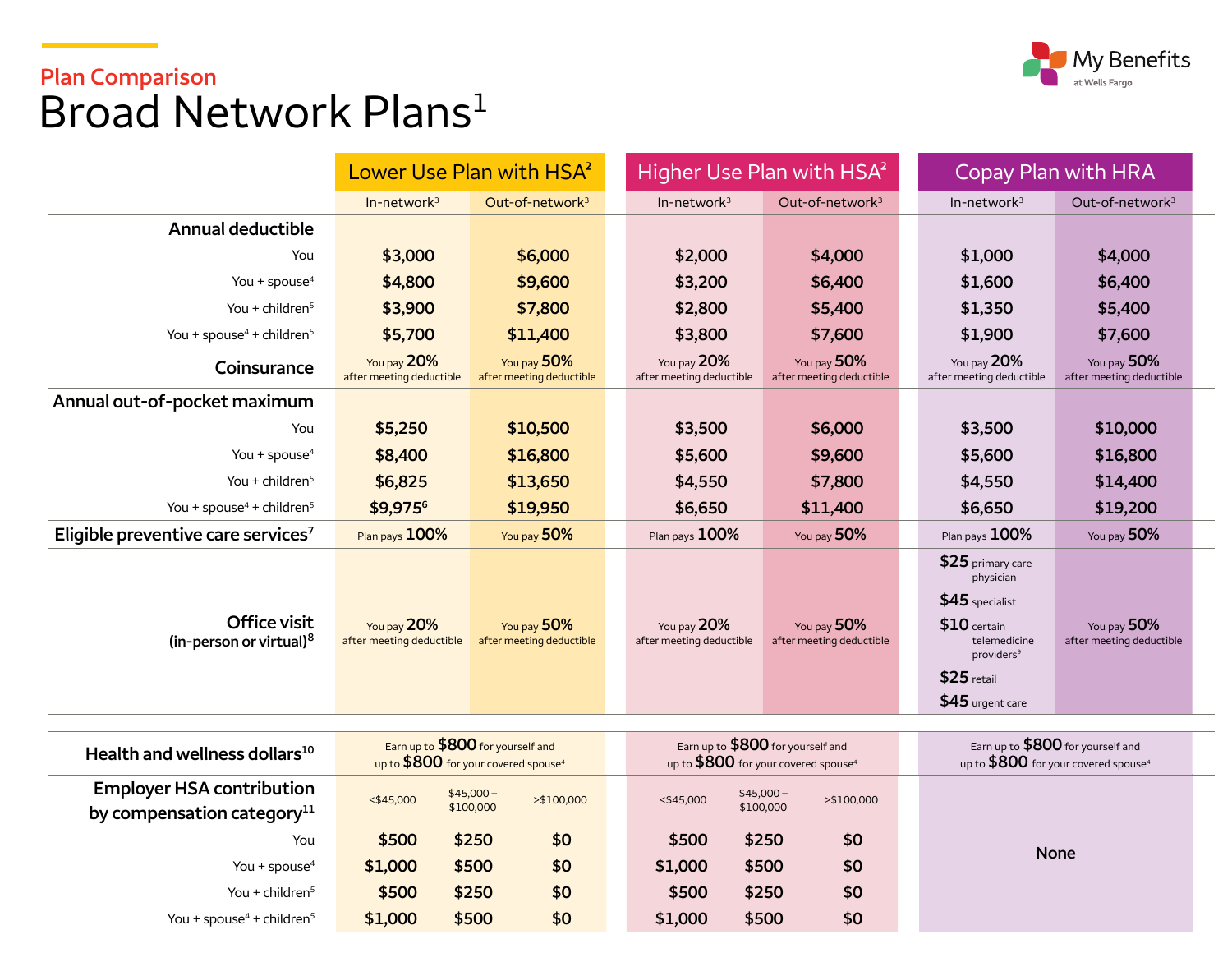Plan Comparison

# Broad Network Plans[1]

My Benefits at Wells Fargo

| | Lower Use Plan with HSA[2] | | Higher Use Plan with HSA[2] | | Copay Plan with HRA | |
|---|---|---|---|---|---|---|
| | In-network[3] | Out-of-network[3] | In-network[3] | Out-of-network[3] | In-network[3] | Out-of-network[3] |
| **Annual deductible** | | | | | | |
| You | $3,000 | $6,000 | $2,000 | $4,000 | $1,000 | $4,000 |
| You + spouse[4] | $4,800 | $9,600 | $3,200 | $6,400 | $1,600 | $6,400 |
| You + children[5] | $3,900 | $7,800 | $2,800 | $5,400 | $1,350 | $5,400 |
| You + spouse[4] + children[5] | $5,700 | $11,400 | $3,800 | $7,600 | $1,900 | $7,600 |
| **Coinsurance** | You pay 20% after meeting deductible | You pay 50% after meeting deductible | You pay 20% after meeting deductible | You pay 50% after meeting deductible | You pay 20% after meeting deductible | You pay 50% after meeting deductible |
| **Annual out-of-pocket maximum** | | | | | | |
| You | $5,250 | $10,500 | $3,500 | $6,000 | $3,500 | $10,000 |
| You + spouse[4] | $8,400 | $16,800 | $5,600 | $9,600 | $5,600 | $16,800 |
| You + children[5] | $6,825 | $13,650 | $4,550 | $7,800 | $4,550 | $14,400 |
| You + spouse[4] + children[5] | $9,975[6] | $19,950 | $6,650 | $11,400 | $6,650 | $19,200 |
| **Eligible preventive care services[7]** | Plan pays 100% | You pay 50% | Plan pays 100% | You pay 50% | Plan pays 100% | You pay 50% |
| **Office visit (in-person or virtual)[8]** | You pay 20% after meeting deductible | You pay 50% after meeting deductible | You pay 20% after meeting deductible | You pay 50% after meeting deductible | $25 primary care physician; $45 specialist; $10 certain telemedicine providers[9]; $25 retail; $45 urgent care | You pay 50% after meeting deductible |

| | Lower Use Plan with HSA[2] | | | Higher Use Plan with HSA[2] | | | Copay Plan with HRA |
|---|---|---|---|---|---|---|---|
| **Health and wellness dollars[10]** | Earn up to $800 for yourself and up to $800 for your covered spouse[4] | | | Earn up to $800 for yourself and up to $800 for your covered spouse[4] | | | Earn up to $800 for yourself and up to $800 for your covered spouse[4] |
| **Employer HSA contribution by compensation category[11]** | <$45,000 | $45,000 – $100,000 | >$100,000 | <$45,000 | $45,000 – $100,000 | >$100,000 | None |
| You | $500 | $250 | $0 | $500 | $250 | $0 | |
| You + spouse[4] | $1,000 | $500 | $0 | $1,000 | $500 | $0 | |
| You + children[5] | $500 | $250 | $0 | $500 | $250 | $0 | |
| You + spouse[4] + children[5] | $1,000 | $500 | $0 | $1,000 | $500 | $0 | |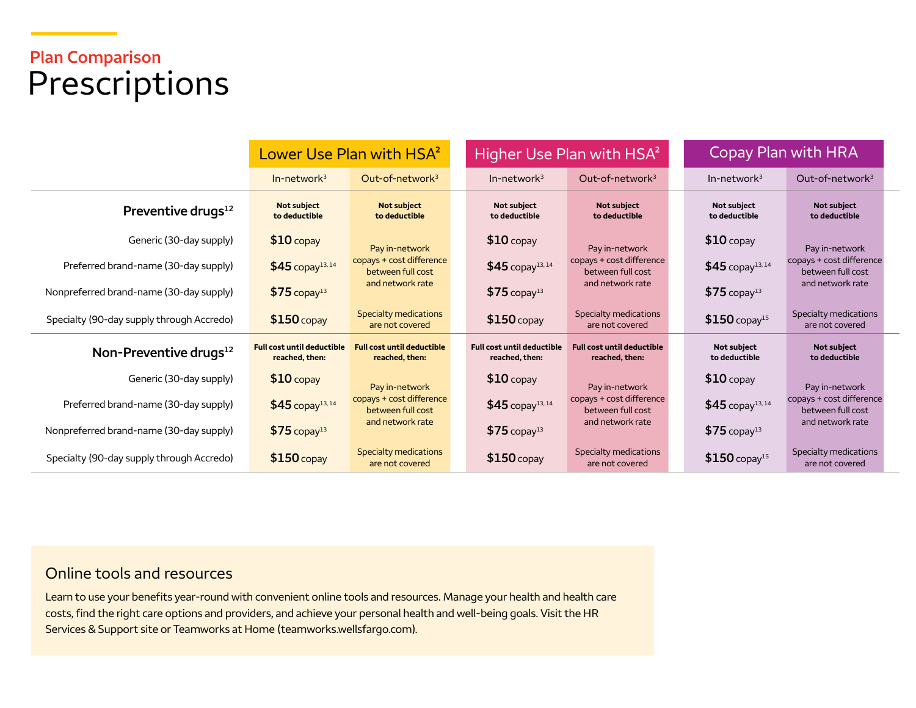## Plan Comparison

# Prescriptions

| | Lower Use Plan with HSA[2] | | Higher Use Plan with HSA[2] | | Copay Plan with HRA | |
|---|---|---|---|---|---|---|
| | In-network[3] | Out-of-network[3] | In-network[3] | Out-of-network[3] | In-network[3] | Out-of-network[3] |
| **Preventive drugs[12]** | **Not subject to deductible** | **Not subject to deductible** | **Not subject to deductible** | **Not subject to deductible** | **Not subject to deductible** | **Not subject to deductible** |
| Generic (30-day supply) | **$10** copay | Pay in-network copays + cost difference between full cost and network rate | **$10** copay | Pay in-network copays + cost difference between full cost and network rate | **$10** copay | Pay in-network copays + cost difference between full cost and network rate |
| Preferred brand-name (30-day supply) | **$45** copay[13, 14] | | **$45** copay[13, 14] | | **$45** copay[13, 14] | |
| Nonpreferred brand-name (30-day supply) | **$75** copay[13] | | **$75** copay[13] | | **$75** copay[13] | |
| Specialty (90-day supply through Accredo) | **$150** copay | Specialty medications are not covered | **$150** copay | Specialty medications are not covered | **$150** copay[15] | Specialty medications are not covered |
| **Non-Preventive drugs[12]** | **Full cost until deductible reached, then:** | **Full cost until deductible reached, then:** | **Full cost until deductible reached, then:** | **Full cost until deductible reached, then:** | **Not subject to deductible** | **Not subject to deductible** |
| Generic (30-day supply) | **$10** copay | Pay in-network copays + cost difference between full cost and network rate | **$10** copay | Pay in-network copays + cost difference between full cost and network rate | **$10** copay | Pay in-network copays + cost difference between full cost and network rate |
| Preferred brand-name (30-day supply) | **$45** copay[13, 14] | | **$45** copay[13, 14] | | **$45** copay[13, 14] | |
| Nonpreferred brand-name (30-day supply) | **$75** copay[13] | | **$75** copay[13] | | **$75** copay[13] | |
| Specialty (90-day supply through Accredo) | **$150** copay | Specialty medications are not covered | **$150** copay | Specialty medications are not covered | **$150** copay[15] | Specialty medications are not covered |

### Online tools and resources

Learn to use your benefits year-round with convenient online tools and resources. Manage your health and health care costs, find the right care options and providers, and achieve your personal health and well-being goals. Visit the HR Services & Support site or Teamworks at Home (teamworks.wellsfargo.com).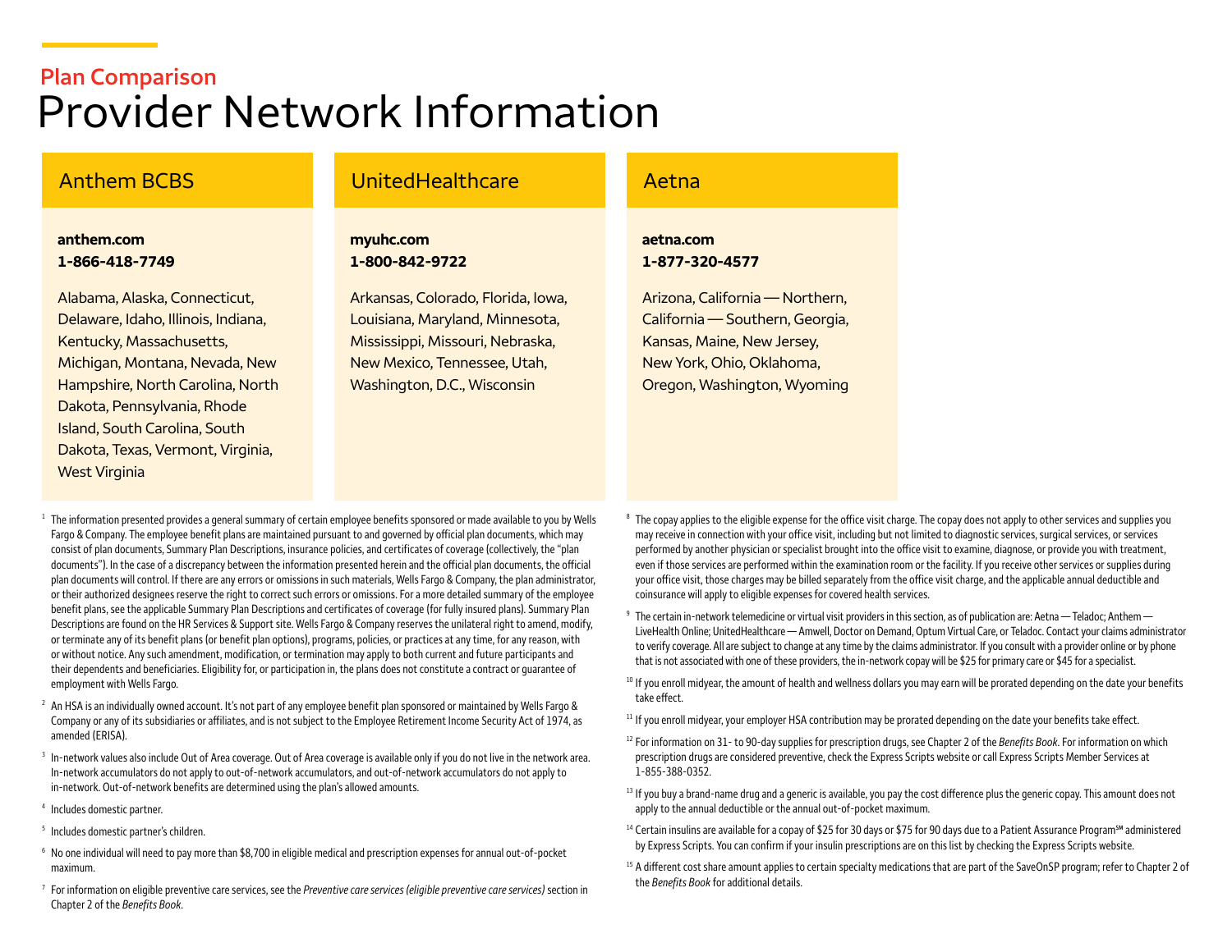## Plan Comparison

# Provider Network Information

## Anthem BCBS

**anthem.com**
**1-866-418-7749**

Alabama, Alaska, Connecticut, Delaware, Idaho, Illinois, Indiana, Kentucky, Massachusetts, Michigan, Montana, Nevada, New Hampshire, North Carolina, North Dakota, Pennsylvania, Rhode Island, South Carolina, South Dakota, Texas, Vermont, Virginia, West Virginia

## UnitedHealthcare

**myuhc.com**
**1-800-842-9722**

Arkansas, Colorado, Florida, Iowa, Louisiana, Maryland, Minnesota, Mississippi, Missouri, Nebraska, New Mexico, Tennessee, Utah, Washington, D.C., Wisconsin

## Aetna

**aetna.com**
**1-877-320-4577**

Arizona, California — Northern, California — Southern, Georgia, Kansas, Maine, New Jersey, New York, Ohio, Oklahoma, Oregon, Washington, Wyoming

---

[1] The information presented provides a general summary of certain employee benefits sponsored or made available to you by Wells Fargo & Company. The employee benefit plans are maintained pursuant to and governed by official plan documents, which may consist of plan documents, Summary Plan Descriptions, insurance policies, and certificates of coverage (collectively, the "plan documents"). In the case of a discrepancy between the information presented herein and the official plan documents, the official plan documents will control. If there are any errors or omissions in such materials, Wells Fargo & Company, the plan administrator, or their authorized designees reserve the right to correct such errors or omissions. For a more detailed summary of the employee benefit plans, see the applicable Summary Plan Descriptions and certificates of coverage (for fully insured plans). Summary Plan Descriptions are found on the HR Services & Support site. Wells Fargo & Company reserves the unilateral right to amend, modify, or terminate any of its benefit plans (or benefit plan options), programs, policies, or practices at any time, for any reason, with or without notice. Any such amendment, modification, or termination may apply to both current and future participants and their dependents and beneficiaries. Eligibility for, or participation in, the plans does not constitute a contract or guarantee of employment with Wells Fargo.

[2] An HSA is an individually owned account. It's not part of any employee benefit plan sponsored or maintained by Wells Fargo & Company or any of its subsidiaries or affiliates, and is not subject to the Employee Retirement Income Security Act of 1974, as amended (ERISA).

[3] In-network values also include Out of Area coverage. Out of Area coverage is available only if you do not live in the network area. In-network accumulators do not apply to out-of-network accumulators, and out-of-network accumulators do not apply to in-network. Out-of-network benefits are determined using the plan's allowed amounts.

[4] Includes domestic partner.

[5] Includes domestic partner's children.

[6] No one individual will need to pay more than $8,700 in eligible medical and prescription expenses for annual out-of-pocket maximum.

[7] For information on eligible preventive care services, see the *Preventive care services (eligible preventive care services)* section in Chapter 2 of the *Benefits Book*.

[8] The copay applies to the eligible expense for the office visit charge. The copay does not apply to other services and supplies you may receive in connection with your office visit, including but not limited to diagnostic services, surgical services, or services performed by another physician or specialist brought into the office visit to examine, diagnose, or provide you with treatment, even if those services are performed within the examination room or the facility. If you receive other services or supplies during your office visit, those charges may be billed separately from the office visit charge, and the applicable annual deductible and coinsurance will apply to eligible expenses for covered health services.

[9] The certain in-network telemedicine or virtual visit providers in this section, as of publication are: Aetna — Teladoc; Anthem — LiveHealth Online; UnitedHealthcare — Amwell, Doctor on Demand, Optum Virtual Care, or Teladoc. Contact your claims administrator to verify coverage. All are subject to change at any time by the claims administrator. If you consult with a provider online or by phone that is not associated with one of these providers, the in-network copay will be $25 for primary care or $45 for a specialist.

[10] If you enroll midyear, the amount of health and wellness dollars you may earn will be prorated depending on the date your benefits take effect.

[11] If you enroll midyear, your employer HSA contribution may be prorated depending on the date your benefits take effect.

[12] For information on 31- to 90-day supplies for prescription drugs, see Chapter 2 of the *Benefits Book*. For information on which prescription drugs are considered preventive, check the Express Scripts website or call Express Scripts Member Services at 1-855-388-0352.

[13] If you buy a brand-name drug and a generic is available, you pay the cost difference plus the generic copay. This amount does not apply to the annual deductible or the annual out-of-pocket maximum.

[14] Certain insulins are available for a copay of $25 for 30 days or $75 for 90 days due to a Patient Assurance Program℠ administered by Express Scripts. You can confirm if your insulin prescriptions are on this list by checking the Express Scripts website.

[15] A different cost share amount applies to certain specialty medications that are part of the SaveOnSP program; refer to Chapter 2 of the *Benefits Book* for additional details.